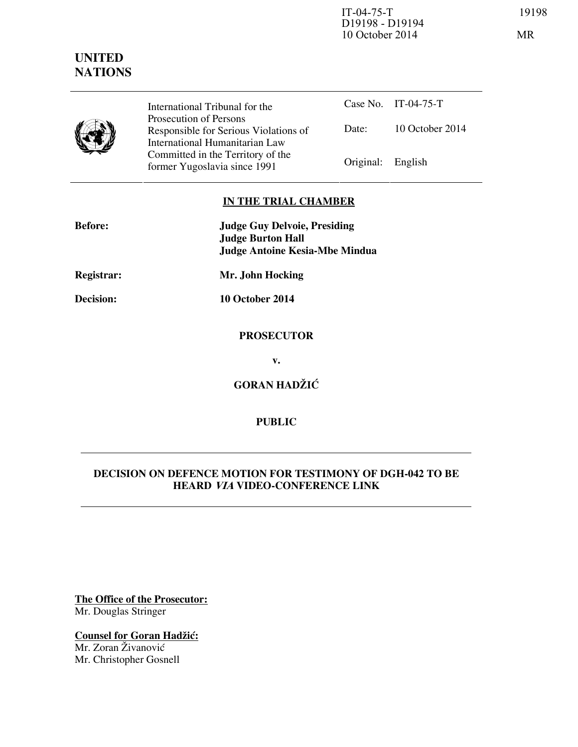IT-04-75-T 19198
D19198 - D19194
10 October 2014 MR

**UNITED NATIONS**

| International Tribunal for the Prosecution of Persons Responsible for Serious Violations of International Humanitarian Law Committed in the Territory of the former Yugoslavia since 1991 | Case No. | IT-04-75-T |
|---|---|---|
| | Date: | 10 October 2014 |
| | Original: | English |

## IN THE TRIAL CHAMBER

**Before:** **Judge Guy Delvoie, Presiding**
**Judge Burton Hall**
**Judge Antoine Kesia-Mbe Mindua**

**Registrar:** **Mr. John Hocking**

**Decision:** **10 October 2014**

**PROSECUTOR**

**v.**

**GORAN HADŽIĆ**

**PUBLIC**

---

## DECISION ON DEFENCE MOTION FOR TESTIMONY OF DGH-042 TO BE HEARD *VIA* VIDEO-CONFERENCE LINK

---

**The Office of the Prosecutor:**
Mr. Douglas Stringer

**Counsel for Goran Hadžić:**
Mr. Zoran Živanović
Mr. Christopher Gosnell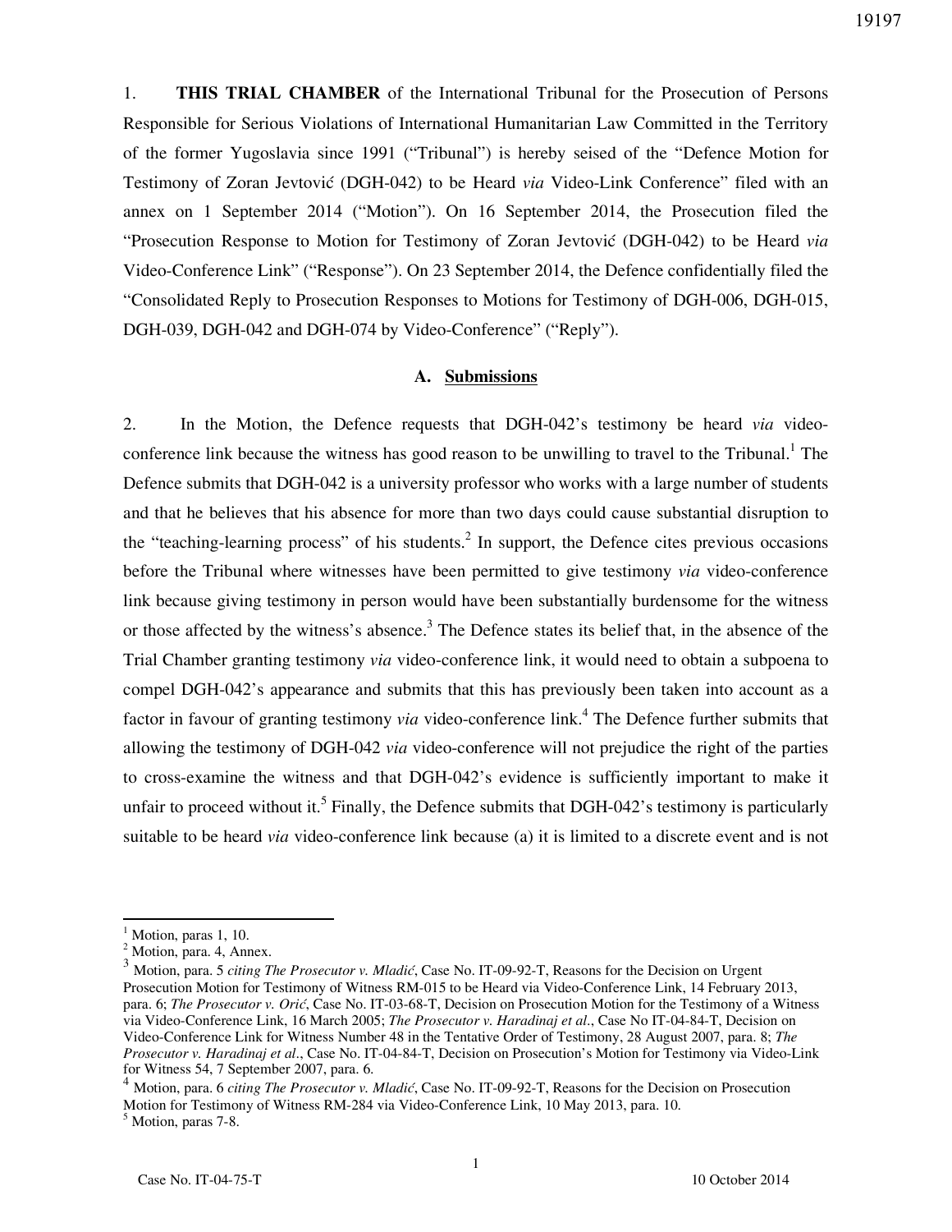1. **THIS TRIAL CHAMBER** of the International Tribunal for the Prosecution of Persons Responsible for Serious Violations of International Humanitarian Law Committed in the Territory of the former Yugoslavia since 1991 ("Tribunal") is hereby seised of the "Defence Motion for Testimony of Zoran Jevtović (DGH-042) to be Heard *via* Video-Link Conference" filed with an annex on 1 September 2014 ("Motion"). On 16 September 2014, the Prosecution filed the "Prosecution Response to Motion for Testimony of Zoran Jevtović (DGH-042) to be Heard *via* Video-Conference Link" ("Response"). On 23 September 2014, the Defence confidentially filed the "Consolidated Reply to Prosecution Responses to Motions for Testimony of DGH-006, DGH-015, DGH-039, DGH-042 and DGH-074 by Video-Conference" ("Reply").

## A. Submissions

2. In the Motion, the Defence requests that DGH-042's testimony be heard *via* video-conference link because the witness has good reason to be unwilling to travel to the Tribunal.[1] The Defence submits that DGH-042 is a university professor who works with a large number of students and that he believes that his absence for more than two days could cause substantial disruption to the "teaching-learning process" of his students.[2] In support, the Defence cites previous occasions before the Tribunal where witnesses have been permitted to give testimony *via* video-conference link because giving testimony in person would have been substantially burdensome for the witness or those affected by the witness's absence.[3] The Defence states its belief that, in the absence of the Trial Chamber granting testimony *via* video-conference link, it would need to obtain a subpoena to compel DGH-042's appearance and submits that this has previously been taken into account as a factor in favour of granting testimony *via* video-conference link.[4] The Defence further submits that allowing the testimony of DGH-042 *via* video-conference will not prejudice the right of the parties to cross-examine the witness and that DGH-042's evidence is sufficiently important to make it unfair to proceed without it.[5] Finally, the Defence submits that DGH-042's testimony is particularly suitable to be heard *via* video-conference link because (a) it is limited to a discrete event and is not

---

[1] Motion, paras 1, 10.

[2] Motion, para. 4, Annex.

[3] Motion, para. 5 *citing The Prosecutor v. Mladić*, Case No. IT-09-92-T, Reasons for the Decision on Urgent Prosecution Motion for Testimony of Witness RM-015 to be Heard via Video-Conference Link, 14 February 2013, para. 6; *The Prosecutor v. Orić*, Case No. IT-03-68-T, Decision on Prosecution Motion for the Testimony of a Witness via Video-Conference Link, 16 March 2005; *The Prosecutor v. Haradinaj et al.*, Case No IT-04-84-T, Decision on Video-Conference Link for Witness Number 48 in the Tentative Order of Testimony, 28 August 2007, para. 8; *The Prosecutor v. Haradinaj et al.*, Case No. IT-04-84-T, Decision on Prosecution's Motion for Testimony via Video-Link for Witness 54, 7 September 2007, para. 6.

[4] Motion, para. 6 *citing The Prosecutor v. Mladić*, Case No. IT-09-92-T, Reasons for the Decision on Prosecution Motion for Testimony of Witness RM-284 via Video-Conference Link, 10 May 2013, para. 10.

[5] Motion, paras 7-8.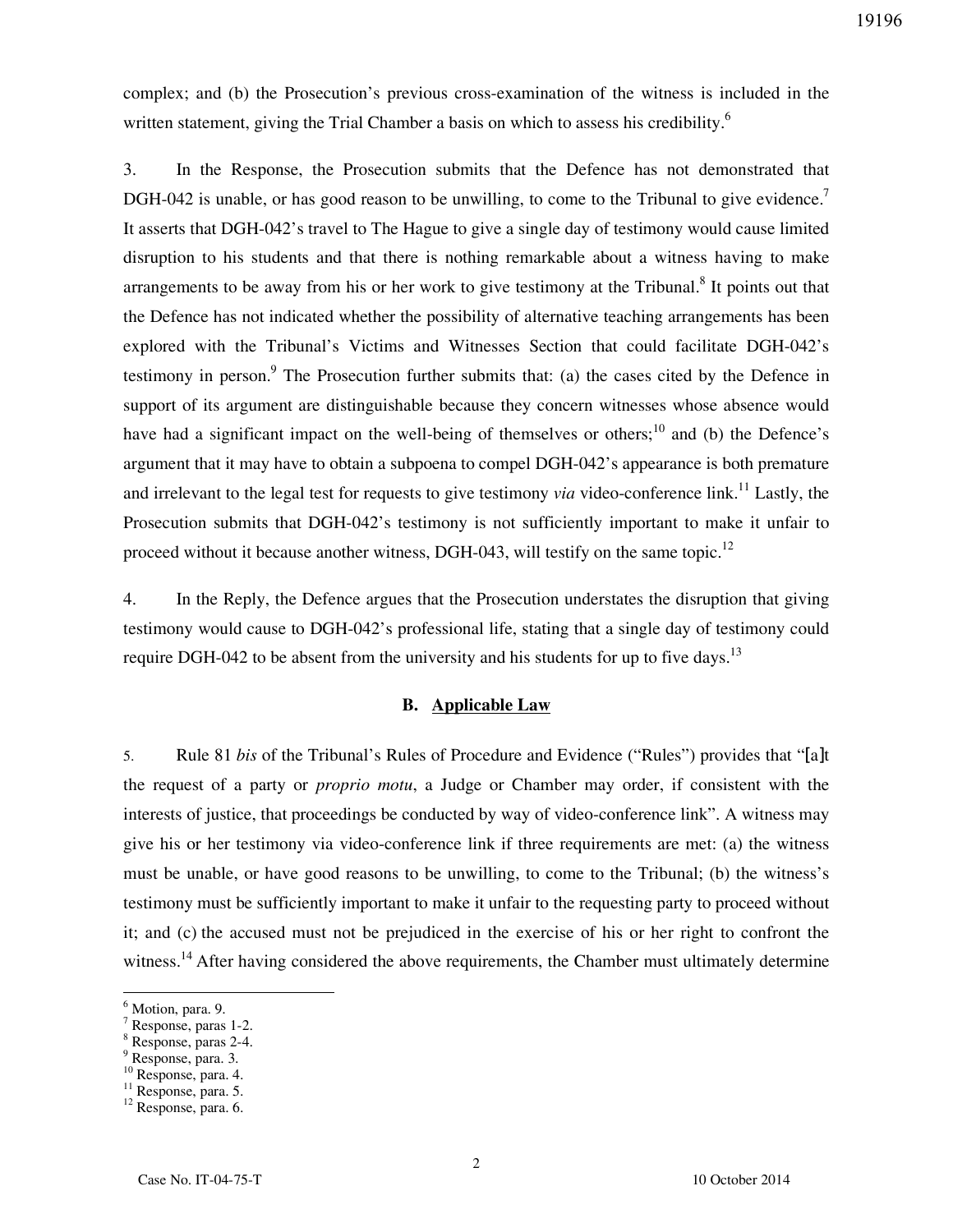complex; and (b) the Prosecution's previous cross-examination of the witness is included in the written statement, giving the Trial Chamber a basis on which to assess his credibility.[6]

3. In the Response, the Prosecution submits that the Defence has not demonstrated that DGH-042 is unable, or has good reason to be unwilling, to come to the Tribunal to give evidence.[7] It asserts that DGH-042's travel to The Hague to give a single day of testimony would cause limited disruption to his students and that there is nothing remarkable about a witness having to make arrangements to be away from his or her work to give testimony at the Tribunal.[8] It points out that the Defence has not indicated whether the possibility of alternative teaching arrangements has been explored with the Tribunal's Victims and Witnesses Section that could facilitate DGH-042's testimony in person.[9] The Prosecution further submits that: (a) the cases cited by the Defence in support of its argument are distinguishable because they concern witnesses whose absence would have had a significant impact on the well-being of themselves or others;[10] and (b) the Defence's argument that it may have to obtain a subpoena to compel DGH-042's appearance is both premature and irrelevant to the legal test for requests to give testimony *via* video-conference link.[11] Lastly, the Prosecution submits that DGH-042's testimony is not sufficiently important to make it unfair to proceed without it because another witness, DGH-043, will testify on the same topic.[12]

4. In the Reply, the Defence argues that the Prosecution understates the disruption that giving testimony would cause to DGH-042's professional life, stating that a single day of testimony could require DGH-042 to be absent from the university and his students for up to five days.[13]

## B. Applicable Law

5. Rule 81 *bis* of the Tribunal's Rules of Procedure and Evidence ("Rules") provides that "[a]t the request of a party or *proprio motu*, a Judge or Chamber may order, if consistent with the interests of justice, that proceedings be conducted by way of video-conference link". A witness may give his or her testimony via video-conference link if three requirements are met: (a) the witness must be unable, or have good reasons to be unwilling, to come to the Tribunal; (b) the witness's testimony must be sufficiently important to make it unfair to the requesting party to proceed without it; and (c) the accused must not be prejudiced in the exercise of his or her right to confront the witness.[14] After having considered the above requirements, the Chamber must ultimately determine

---

[6] Motion, para. 9.
[7] Response, paras 1-2.
[8] Response, paras 2-4.
[9] Response, para. 3.
[10] Response, para. 4.
[11] Response, para. 5.
[12] Response, para. 6.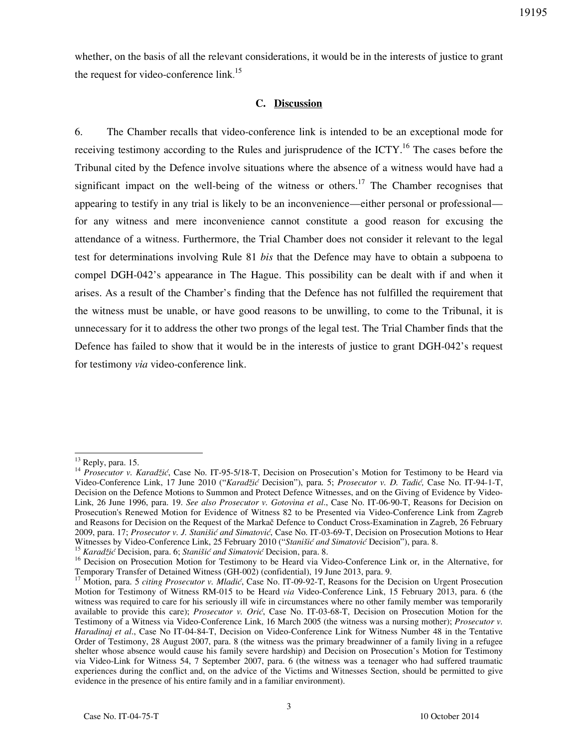whether, on the basis of all the relevant considerations, it would be in the interests of justice to grant the request for video-conference link.[15]

## C. Discussion

6. The Chamber recalls that video-conference link is intended to be an exceptional mode for receiving testimony according to the Rules and jurisprudence of the ICTY.[16] The cases before the Tribunal cited by the Defence involve situations where the absence of a witness would have had a significant impact on the well-being of the witness or others.[17] The Chamber recognises that appearing to testify in any trial is likely to be an inconvenience—either personal or professional—for any witness and mere inconvenience cannot constitute a good reason for excusing the attendance of a witness. Furthermore, the Trial Chamber does not consider it relevant to the legal test for determinations involving Rule 81 *bis* that the Defence may have to obtain a subpoena to compel DGH-042's appearance in The Hague. This possibility can be dealt with if and when it arises. As a result of the Chamber's finding that the Defence has not fulfilled the requirement that the witness must be unable, or have good reasons to be unwilling, to come to the Tribunal, it is unnecessary for it to address the other two prongs of the legal test. The Trial Chamber finds that the Defence has failed to show that it would be in the interests of justice to grant DGH-042's request for testimony *via* video-conference link.

---

[13] Reply, para. 15.

[14] *Prosecutor v. Karadžić*, Case No. IT-95-5/18-T, Decision on Prosecution's Motion for Testimony to be Heard via Video-Conference Link, 17 June 2010 ("*Karadžić* Decision"), para. 5; *Prosecutor v. D. Tadić,* Case No. IT-94-1-T, Decision on the Defence Motions to Summon and Protect Defence Witnesses, and on the Giving of Evidence by Video-Link, 26 June 1996, para. 19. *See also Prosecutor v. Gotovina et al*., Case No. IT-06-90-T, Reasons for Decision on Prosecution's Renewed Motion for Evidence of Witness 82 to be Presented via Video-Conference Link from Zagreb and Reasons for Decision on the Request of the Markač Defence to Conduct Cross-Examination in Zagreb, 26 February 2009, para. 17; *Prosecutor v. J. Stanišić and Simatović*, Case No. IT-03-69-T, Decision on Prosecution Motions to Hear Witnesses by Video-Conference Link, 25 February 2010 ("*Stanišić and Simatović* Decision"), para. 8.

[15] *Karadžić* Decision, para. 6; *Stanišić and Simatović* Decision, para. 8.

[16] Decision on Prosecution Motion for Testimony to be Heard via Video-Conference Link or, in the Alternative, for Temporary Transfer of Detained Witness (GH-002) (confidential), 19 June 2013, para. 9.

[17] Motion, para. 5 *citing Prosecutor v. Mladić*, Case No. IT-09-92-T, Reasons for the Decision on Urgent Prosecution Motion for Testimony of Witness RM-015 to be Heard *via* Video-Conference Link, 15 February 2013, para. 6 (the witness was required to care for his seriously ill wife in circumstances where no other family member was temporarily available to provide this care); *Prosecutor v. Orić*, Case No. IT-03-68-T, Decision on Prosecution Motion for the Testimony of a Witness via Video-Conference Link, 16 March 2005 (the witness was a nursing mother); *Prosecutor v. Haradinaj et al*., Case No IT-04-84-T, Decision on Video-Conference Link for Witness Number 48 in the Tentative Order of Testimony, 28 August 2007, para. 8 (the witness was the primary breadwinner of a family living in a refugee shelter whose absence would cause his family severe hardship) and Decision on Prosecution's Motion for Testimony via Video-Link for Witness 54, 7 September 2007, para. 6 (the witness was a teenager who had suffered traumatic experiences during the conflict and, on the advice of the Victims and Witnesses Section, should be permitted to give evidence in the presence of his entire family and in a familiar environment).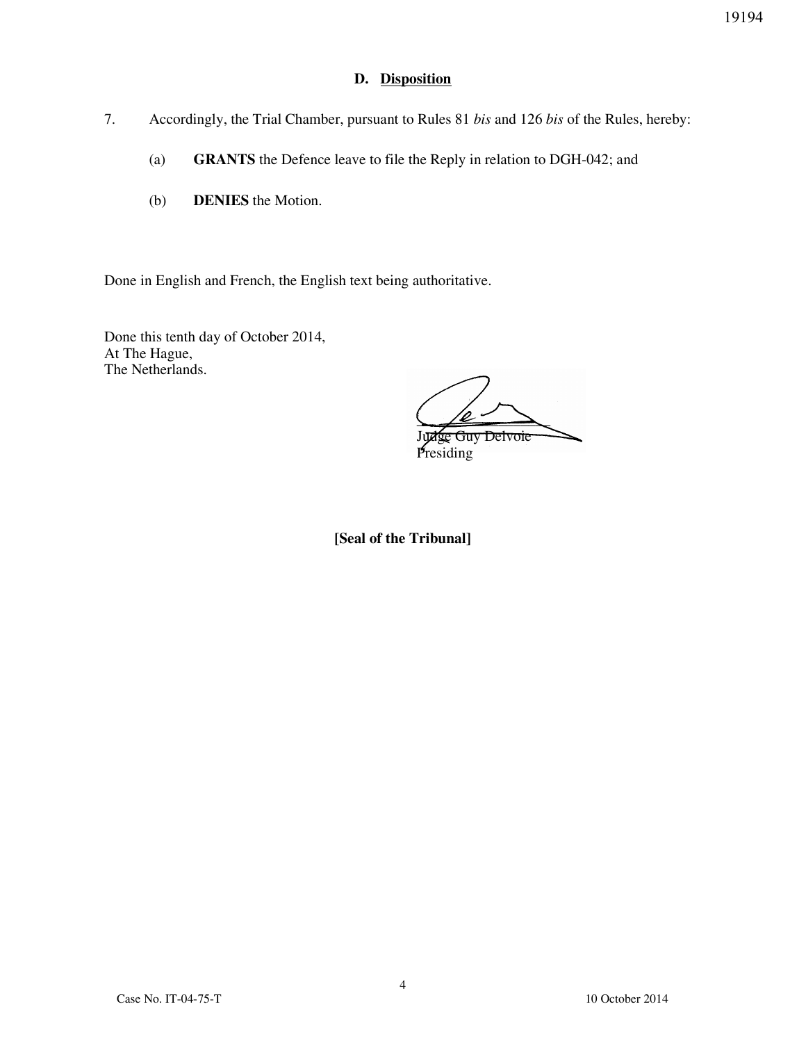## D. Disposition

7. Accordingly, the Trial Chamber, pursuant to Rules 81 *bis* and 126 *bis* of the Rules, hereby:

   (a) **GRANTS** the Defence leave to file the Reply in relation to DGH-042; and

   (b) **DENIES** the Motion.

Done in English and French, the English text being authoritative.

Done this tenth day of October 2014,
At The Hague,
The Netherlands.

Judge Guy Delvoie
Presiding

**[Seal of the Tribunal]**